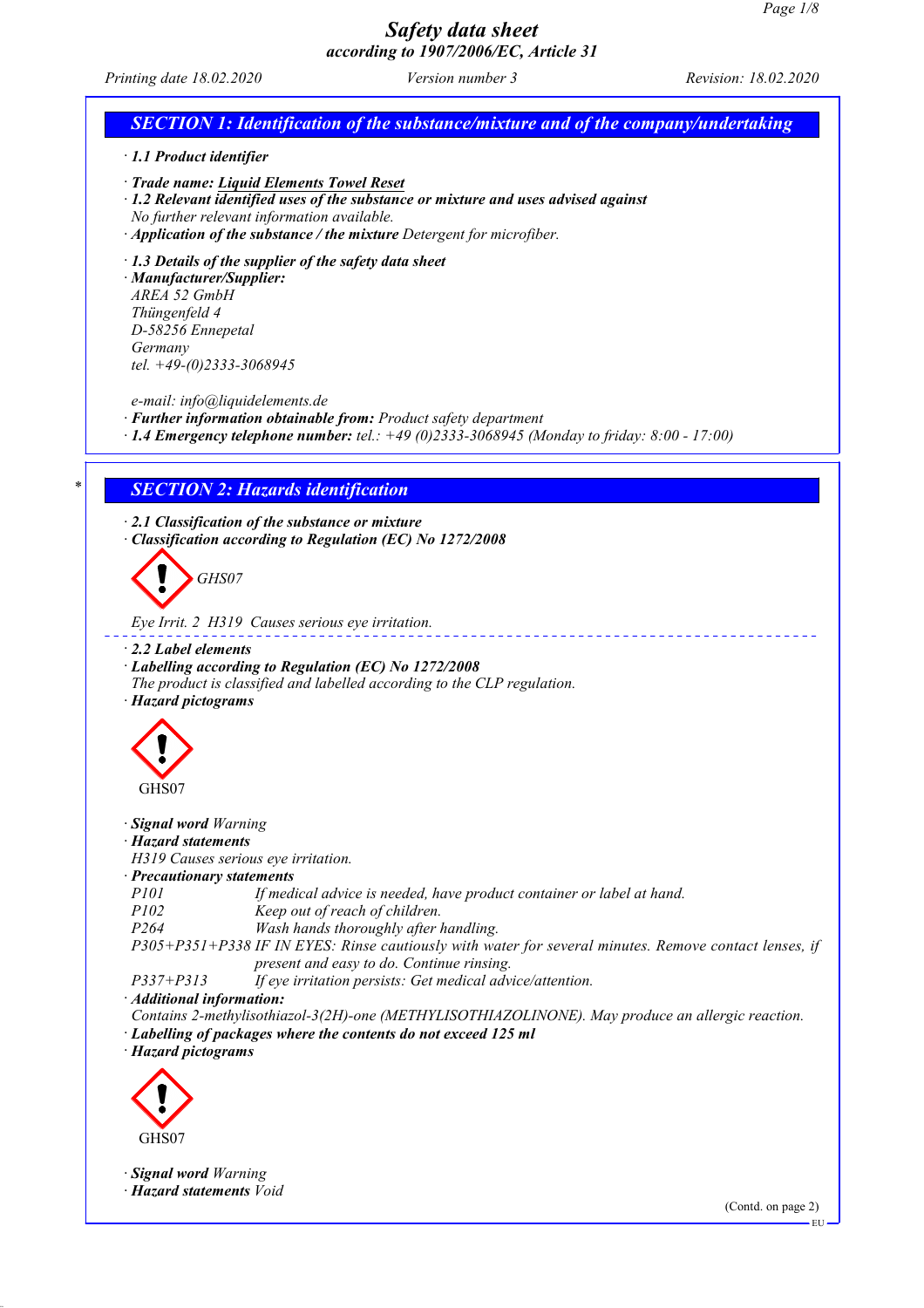# Safety data sheet
## according to 1907/2006/EC, Article 31

Printing date 18.02.2020 | Version number 3 | Revision: 18.02.2020

## SECTION 1: Identification of the substance/mixture and of the company/undertaking

· **1.1 Product identifier**

· **Trade name: Liquid Elements Towel Reset**
· **1.2 Relevant identified uses of the substance or mixture and uses advised against**
No further relevant information available.
· **Application of the substance / the mixture** Detergent for microfiber.

· **1.3 Details of the supplier of the safety data sheet**
· **Manufacturer/Supplier:**
AREA 52 GmbH
Thüngenfeld 4
D-58256 Ennepetal
Germany
tel. +49-(0)2333-3068945

e-mail: info@liquidelements.de
· **Further information obtainable from:** Product safety department
· **1.4 Emergency telephone number:** tel.: +49 (0)2333-3068945 (Monday to friday: 8:00 - 17:00)

## SECTION 2: Hazards identification

· **2.1 Classification of the substance or mixture**
· **Classification according to Regulation (EC) No 1272/2008**

GHS07

Eye Irrit. 2 H319 Causes serious eye irritation.

· **2.2 Label elements**
· **Labelling according to Regulation (EC) No 1272/2008**
The product is classified and labelled according to the CLP regulation.
· **Hazard pictograms**

GHS07

· **Signal word** Warning
· **Hazard statements**
H319 Causes serious eye irritation.
· **Precautionary statements**

| | |
|---|---|
| P101 | If medical advice is needed, have product container or label at hand. |
| P102 | Keep out of reach of children. |
| P264 | Wash hands thoroughly after handling. |
| P305+P351+P338 | IF IN EYES: Rinse cautiously with water for several minutes. Remove contact lenses, if present and easy to do. Continue rinsing. |
| P337+P313 | If eye irritation persists: Get medical advice/attention. |

· **Additional information:**
Contains 2-methylisothiazol-3(2H)-one (METHYLISOTHIAZOLINONE). May produce an allergic reaction.
· **Labelling of packages where the contents do not exceed 125 ml**
· **Hazard pictograms**

GHS07

· **Signal word** Warning
· **Hazard statements** Void

(Contd. on page 2)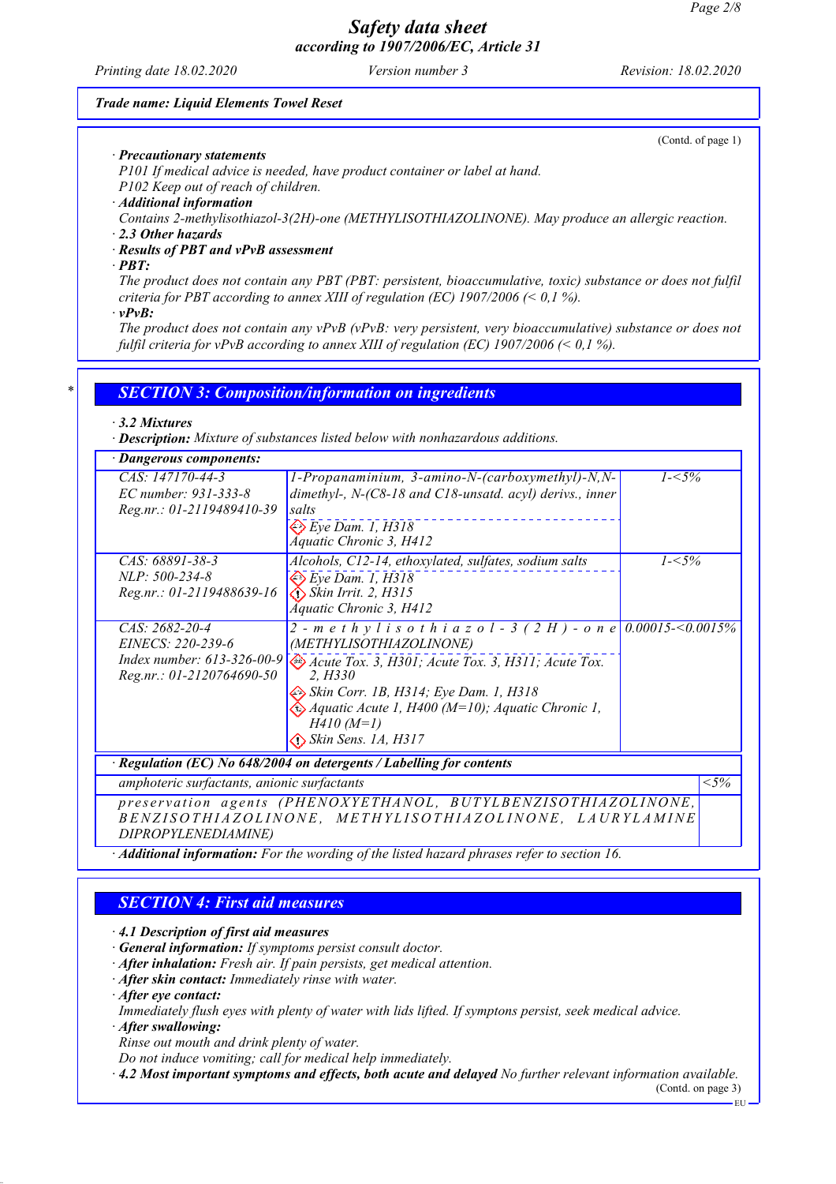*Trade name: Liquid Elements Towel Reset*

(Contd. of page 1)

· **Precautionary statements**
P101 If medical advice is needed, have product container or label at hand.
P102 Keep out of reach of children.
· **Additional information**
Contains 2-methylisothiazol-3(2H)-one (METHYLISOTHIAZOLINONE). May produce an allergic reaction.
· **2.3 Other hazards**
· **Results of PBT and vPvB assessment**
· **PBT:**
The product does not contain any PBT (PBT: persistent, bioaccumulative, toxic) substance or does not fulfil criteria for PBT according to annex XIII of regulation (EC) 1907/2006 (< 0,1 %).
· **vPvB:**
The product does not contain any vPvB (vPvB: very persistent, very bioaccumulative) substance or does not fulfil criteria for vPvB according to annex XIII of regulation (EC) 1907/2006 (< 0,1 %).

## SECTION 3: Composition/information on ingredients

· **3.2 Mixtures**
· **Description:** Mixture of substances listed below with nonhazardous additions.

· **Dangerous components:**

| | | |
|---|---|---|
| CAS: 147170-44-3<br>EC number: 931-333-8<br>Reg.nr.: 01-2119489410-39 | 1-Propanaminium, 3-amino-N-(carboxymethyl)-N,N-dimethyl-, N-(C8-18 and C18-unsatd. acyl) derivs., inner salts<br>Eye Dam. 1, H318<br>Aquatic Chronic 3, H412 | 1-<5% |
| CAS: 68891-38-3<br>NLP: 500-234-8<br>Reg.nr.: 01-2119488639-16 | Alcohols, C12-14, ethoxylated, sulfates, sodium salts<br>Eye Dam. 1, H318<br>Skin Irrit. 2, H315<br>Aquatic Chronic 3, H412 | 1-<5% |
| CAS: 2682-20-4<br>EINECS: 220-239-6<br>Index number: 613-326-00-9<br>Reg.nr.: 01-2120764690-50 | 2-methylisothiazol-3(2H)-one (METHYLISOTHIAZOLINONE)<br>Acute Tox. 3, H301; Acute Tox. 3, H311; Acute Tox. 2, H330<br>Skin Corr. 1B, H314; Eye Dam. 1, H318<br>Aquatic Acute 1, H400 (M=10); Aquatic Chronic 1, H410 (M=1)<br>Skin Sens. 1A, H317 | 0.00015-<0.0015% |

· **Regulation (EC) No 648/2004 on detergents / Labelling for contents**

| | |
|---|---|
| amphoteric surfactants, anionic surfactants | <5% |
| preservation agents (PHENOXYETHANOL, BUTYLBENZISOTHIAZOLINONE, BENZISOTHIAZOLINONE, METHYLISOTHIAZOLINONE, LAURYLAMINE DIPROPYLENEDIAMINE) | |

· **Additional information:** For the wording of the listed hazard phrases refer to section 16.

## SECTION 4: First aid measures

· **4.1 Description of first aid measures**
· **General information:** If symptoms persist consult doctor.
· **After inhalation:** Fresh air. If pain persists, get medical attention.
· **After skin contact:** Immediately rinse with water.
· **After eye contact:**
Immediately flush eyes with plenty of water with lids lifted. If symptons persist, seek medical advice.
· **After swallowing:**
Rinse out mouth and drink plenty of water.
Do not induce vomiting; call for medical help immediately.
· **4.2 Most important symptoms and effects, both acute and delayed** No further relevant information available.

(Contd. on page 3)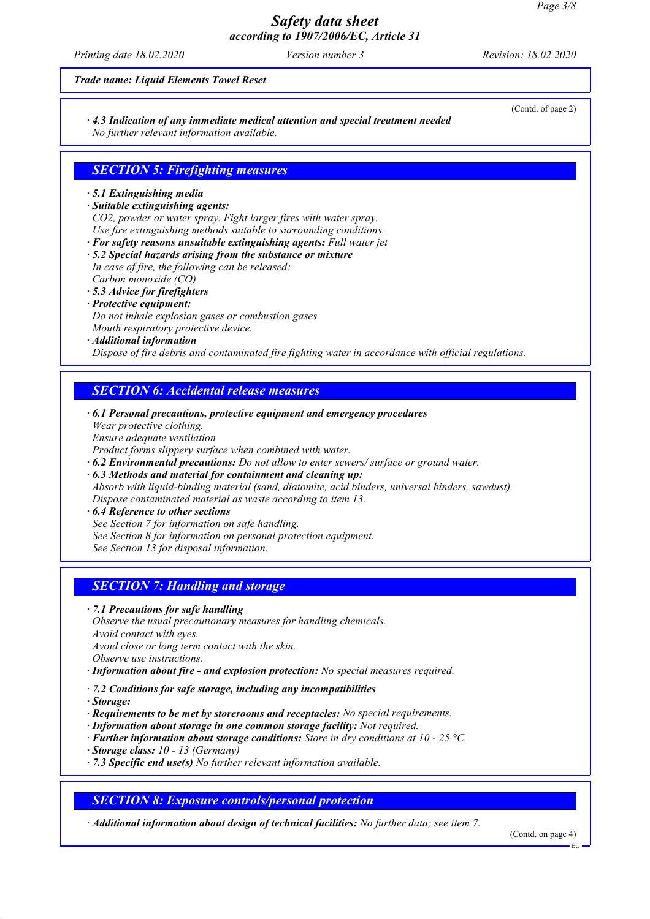*Trade name: Liquid Elements Towel Reset*

(Contd. of page 2)

· **4.3 Indication of any immediate medical attention and special treatment needed**
No further relevant information available.

## SECTION 5: Firefighting measures

· **5.1 Extinguishing media**
· **Suitable extinguishing agents:**
$CO_2$, powder or water spray. Fight larger fires with water spray.
Use fire extinguishing methods suitable to surrounding conditions.
· **For safety reasons unsuitable extinguishing agents:** Full water jet
· **5.2 Special hazards arising from the substance or mixture**
In case of fire, the following can be released:
Carbon monoxide (CO)
· **5.3 Advice for firefighters**
· **Protective equipment:**
Do not inhale explosion gases or combustion gases.
Mouth respiratory protective device.
· **Additional information**
Dispose of fire debris and contaminated fire fighting water in accordance with official regulations.

## SECTION 6: Accidental release measures

· **6.1 Personal precautions, protective equipment and emergency procedures**
Wear protective clothing.
Ensure adequate ventilation
Product forms slippery surface when combined with water.
· **6.2 Environmental precautions:** Do not allow to enter sewers/ surface or ground water.
· **6.3 Methods and material for containment and cleaning up:**
Absorb with liquid-binding material (sand, diatomite, acid binders, universal binders, sawdust).
Dispose contaminated material as waste according to item 13.
· **6.4 Reference to other sections**
See Section 7 for information on safe handling.
See Section 8 for information on personal protection equipment.
See Section 13 for disposal information.

## SECTION 7: Handling and storage

· **7.1 Precautions for safe handling**
Observe the usual precautionary measures for handling chemicals.
Avoid contact with eyes.
Avoid close or long term contact with the skin.
Observe use instructions.
· **Information about fire - and explosion protection:** No special measures required.

· **7.2 Conditions for safe storage, including any incompatibilities**
· **Storage:**
· **Requirements to be met by storerooms and receptacles:** No special requirements.
· **Information about storage in one common storage facility:** Not required.
· **Further information about storage conditions:** Store in dry conditions at 10 - 25 °C.
· **Storage class:** 10 - 13 (Germany)
· **7.3 Specific end use(s)** No further relevant information available.

## SECTION 8: Exposure controls/personal protection

· **Additional information about design of technical facilities:** No further data; see item 7.

(Contd. on page 4)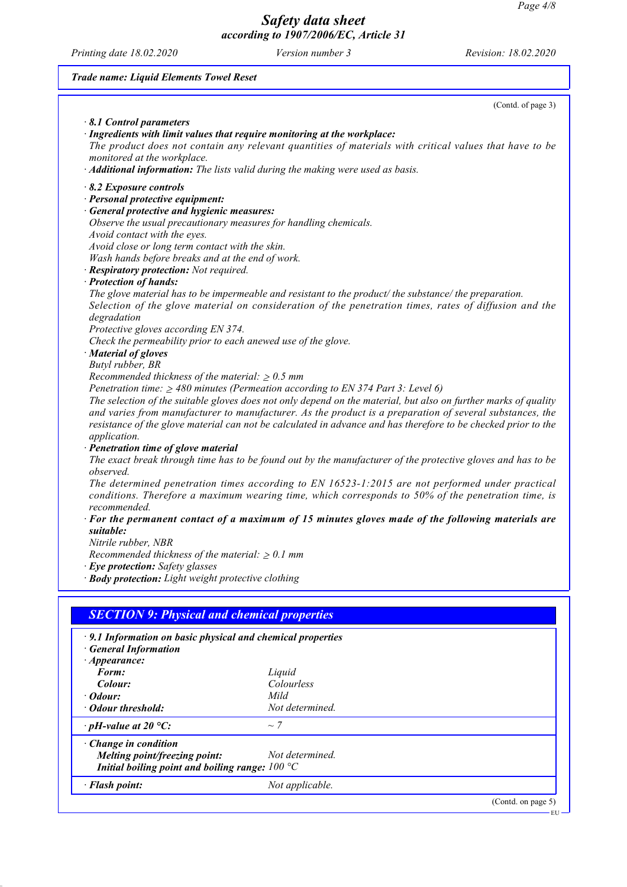**Trade name: Liquid Elements Towel Reset**

(Contd. of page 3)

· **8.1 Control parameters**

· **Ingredients with limit values that require monitoring at the workplace:**
The product does not contain any relevant quantities of materials with critical values that have to be monitored at the workplace.

· **Additional information:** The lists valid during the making were used as basis.

· **8.2 Exposure controls**

· **Personal protective equipment:**

· **General protective and hygienic measures:**
Observe the usual precautionary measures for handling chemicals.
Avoid contact with the eyes.
Avoid close or long term contact with the skin.
Wash hands before breaks and at the end of work.

· **Respiratory protection:** Not required.

· **Protection of hands:**
The glove material has to be impermeable and resistant to the product/ the substance/ the preparation.
Selection of the glove material on consideration of the penetration times, rates of diffusion and the degradation
Protective gloves according EN 374.
Check the permeability prior to each anewed use of the glove.

· **Material of gloves**
Butyl rubber, BR
Recommended thickness of the material: ≥ 0.5 mm
Penetration time: ≥ 480 minutes (Permeation according to EN 374 Part 3: Level 6)
The selection of the suitable gloves does not only depend on the material, but also on further marks of quality and varies from manufacturer to manufacturer. As the product is a preparation of several substances, the resistance of the glove material can not be calculated in advance and has therefore to be checked prior to the application.

· **Penetration time of glove material**
The exact break through time has to be found out by the manufacturer of the protective gloves and has to be observed.
The determined penetration times according to EN 16523-1:2015 are not performed under practical conditions. Therefore a maximum wearing time, which corresponds to 50% of the penetration time, is recommended.

· **For the permanent contact of a maximum of 15 minutes gloves made of the following materials are suitable:**
Nitrile rubber, NBR
Recommended thickness of the material: ≥ 0.1 mm

· **Eye protection:** Safety glasses

· **Body protection:** Light weight protective clothing

## SECTION 9: Physical and chemical properties

· **9.1 Information on basic physical and chemical properties**

· **General Information**

| | |
|---|---|
| · **Appearance:** | |
| **Form:** | Liquid |
| **Colour:** | Colourless |
| · **Odour:** | Mild |
| · **Odour threshold:** | Not determined. |
| · **pH-value at 20 °C:** | ~ 7 |
| · **Change in condition** | |
| **Melting point/freezing point:** | Not determined. |
| **Initial boiling point and boiling range:** | 100 °C |
| · **Flash point:** | Not applicable. |

(Contd. on page 5)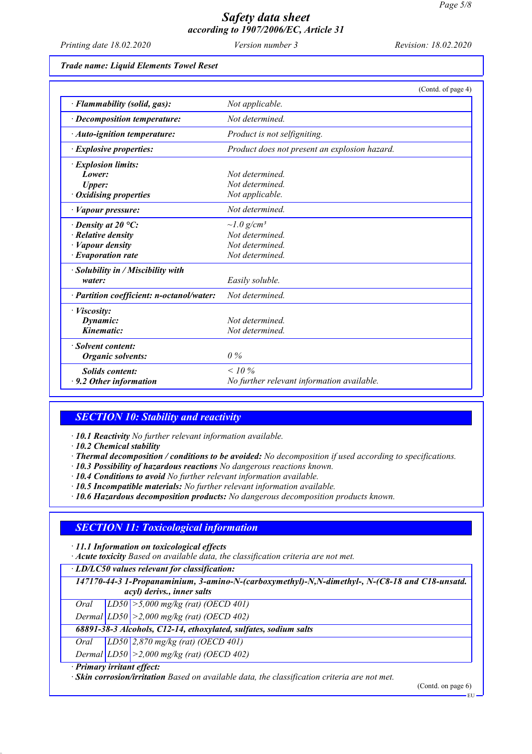*Trade name: Liquid Elements Towel Reset*

(Contd. of page 4)

| | |
|---|---|
| · **Flammability (solid, gas):** | *Not applicable.* |
| · **Decomposition temperature:** | *Not determined.* |
| · **Auto-ignition temperature:** | *Product is not selfigniting.* |
| · **Explosive properties:** | *Product does not present an explosion hazard.* |
| · **Explosion limits:** | |
| **Lower:** | *Not determined.* |
| **Upper:** | *Not determined.* |
| · **Oxidising properties** | *Not applicable.* |
| · **Vapour pressure:** | *Not determined.* |
| · **Density at 20 °C:** | *~1.0 g/cm³* |
| · **Relative density** | *Not determined.* |
| · **Vapour density** | *Not determined.* |
| · **Evaporation rate** | *Not determined.* |
| · **Solubility in / Miscibility with water:** | *Easily soluble.* |
| · **Partition coefficient: n-octanol/water:** | *Not determined.* |
| · **Viscosity:** | |
| **Dynamic:** | *Not determined.* |
| **Kinematic:** | *Not determined.* |
| · **Solvent content:** | |
| **Organic solvents:** | *0 %* |
| **Solids content:** | *< 10 %* |
| · **9.2 Other information** | *No further relevant information available.* |

## SECTION 10: Stability and reactivity

· **10.1 Reactivity** *No further relevant information available.*
· **10.2 Chemical stability**
· **Thermal decomposition / conditions to be avoided:** *No decomposition if used according to specifications.*
· **10.3 Possibility of hazardous reactions** *No dangerous reactions known.*
· **10.4 Conditions to avoid** *No further relevant information available.*
· **10.5 Incompatible materials:** *No further relevant information available.*
· **10.6 Hazardous decomposition products:** *No dangerous decomposition products known.*

## SECTION 11: Toxicological information

· **11.1 Information on toxicological effects**
· **Acute toxicity** *Based on available data, the classification criteria are not met.*

| · LD/LC50 values relevant for classification: | | |
|---|---|---|
| **147170-44-3 1-Propanaminium, 3-amino-N-(carboxymethyl)-N,N-dimethyl-, N-(C8-18 and C18-unsatd. acyl) derivs., inner salts** | | |
| Oral | LD50 | >5,000 mg/kg (rat) (OECD 401) |
| Dermal | LD50 | >2,000 mg/kg (rat) (OECD 402) |
| **68891-38-3 Alcohols, C12-14, ethoxylated, sulfates, sodium salts** | | |
| Oral | LD50 | 2,870 mg/kg (rat) (OECD 401) |
| Dermal | LD50 | >2,000 mg/kg (rat) (OECD 402) |

· **Primary irritant effect:**
· **Skin corrosion/irritation** *Based on available data, the classification criteria are not met.*

(Contd. on page 6)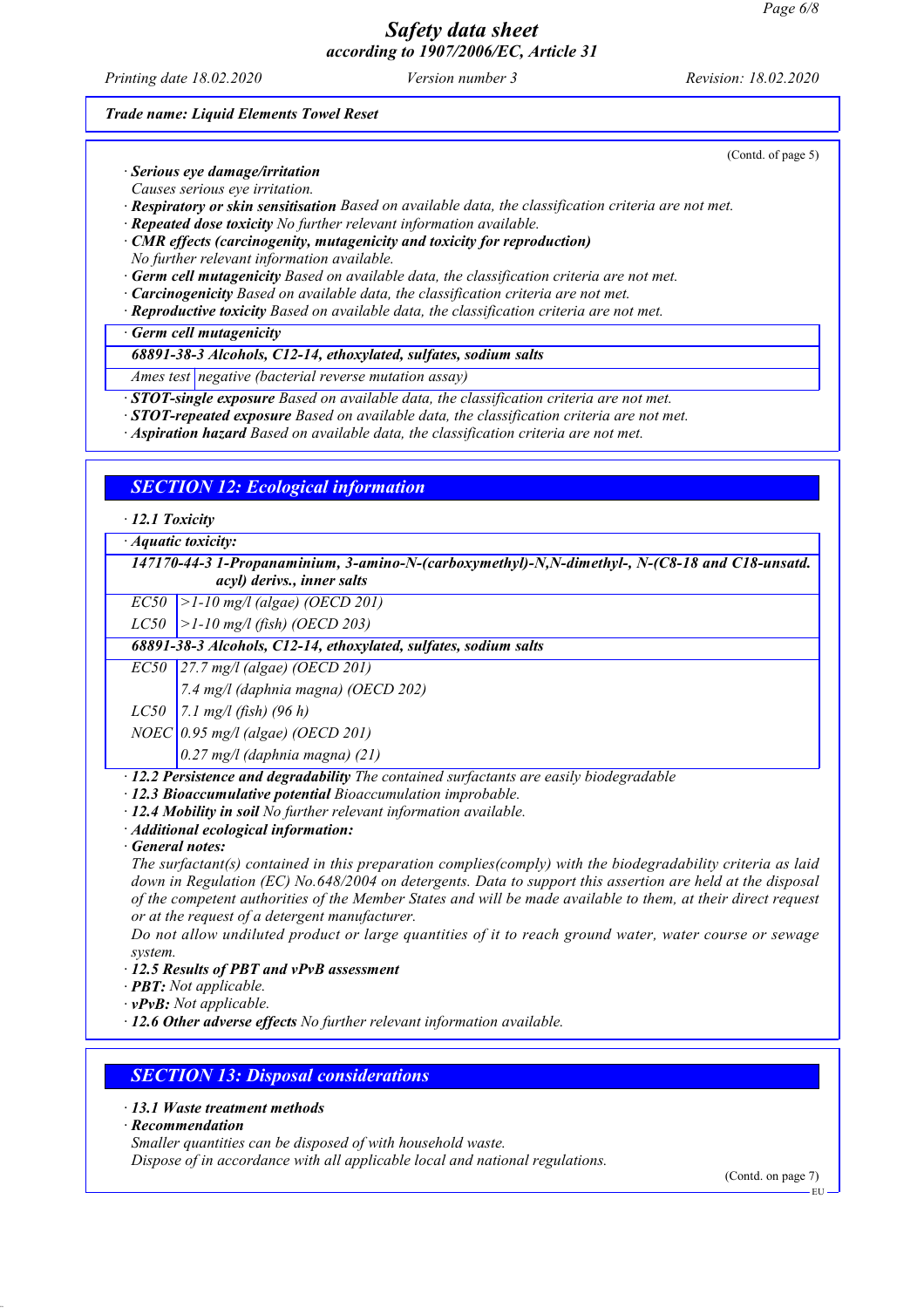*Trade name: Liquid Elements Towel Reset*

(Contd. of page 5)

· **Serious eye damage/irritation**
Causes serious eye irritation.
· **Respiratory or skin sensitisation** Based on available data, the classification criteria are not met.
· **Repeated dose toxicity** No further relevant information available.
· **CMR effects (carcinogenity, mutagenicity and toxicity for reproduction)**
No further relevant information available.
· **Germ cell mutagenicity** Based on available data, the classification criteria are not met.
· **Carcinogenicity** Based on available data, the classification criteria are not met.
· **Reproductive toxicity** Based on available data, the classification criteria are not met.

| · **Germ cell mutagenicity** | |
|---|---|
| **68891-38-3 Alcohols, C12-14, ethoxylated, sulfates, sodium salts** | |
| Ames test | negative (bacterial reverse mutation assay) |

· **STOT-single exposure** Based on available data, the classification criteria are not met.
· **STOT-repeated exposure** Based on available data, the classification criteria are not met.
· **Aspiration hazard** Based on available data, the classification criteria are not met.

## SECTION 12: Ecological information

· **12.1 Toxicity**

| · **Aquatic toxicity:** | |
|---|---|
| **147170-44-3 1-Propanaminium, 3-amino-N-(carboxymethyl)-N,N-dimethyl-, N-(C8-18 and C18-unsatd. acyl) derivs., inner salts** | |
| EC50 | >1-10 mg/l (algae) (OECD 201) |
| LC50 | >1-10 mg/l (fish) (OECD 203) |
| **68891-38-3 Alcohols, C12-14, ethoxylated, sulfates, sodium salts** | |
| EC50 | 27.7 mg/l (algae) (OECD 201) |
| | 7.4 mg/l (daphnia magna) (OECD 202) |
| LC50 | 7.1 mg/l (fish) (96 h) |
| NOEC | 0.95 mg/l (algae) (OECD 201) |
| | 0.27 mg/l (daphnia magna) (21) |

· **12.2 Persistence and degradability** The contained surfactants are easily biodegradable
· **12.3 Bioaccumulative potential** Bioaccumulation improbable.
· **12.4 Mobility in soil** No further relevant information available.
· **Additional ecological information:**
· **General notes:**
The surfactant(s) contained in this preparation complies(comply) with the biodegradability criteria as laid down in Regulation (EC) No.648/2004 on detergents. Data to support this assertion are held at the disposal of the competent authorities of the Member States and will be made available to them, at their direct request or at the request of a detergent manufacturer.
Do not allow undiluted product or large quantities of it to reach ground water, water course or sewage system.
· **12.5 Results of PBT and vPvB assessment**
· **PBT:** Not applicable.
· **vPvB:** Not applicable.
· **12.6 Other adverse effects** No further relevant information available.

## SECTION 13: Disposal considerations

· **13.1 Waste treatment methods**
· **Recommendation**
Smaller quantities can be disposed of with household waste.
Dispose of in accordance with all applicable local and national regulations.

(Contd. on page 7)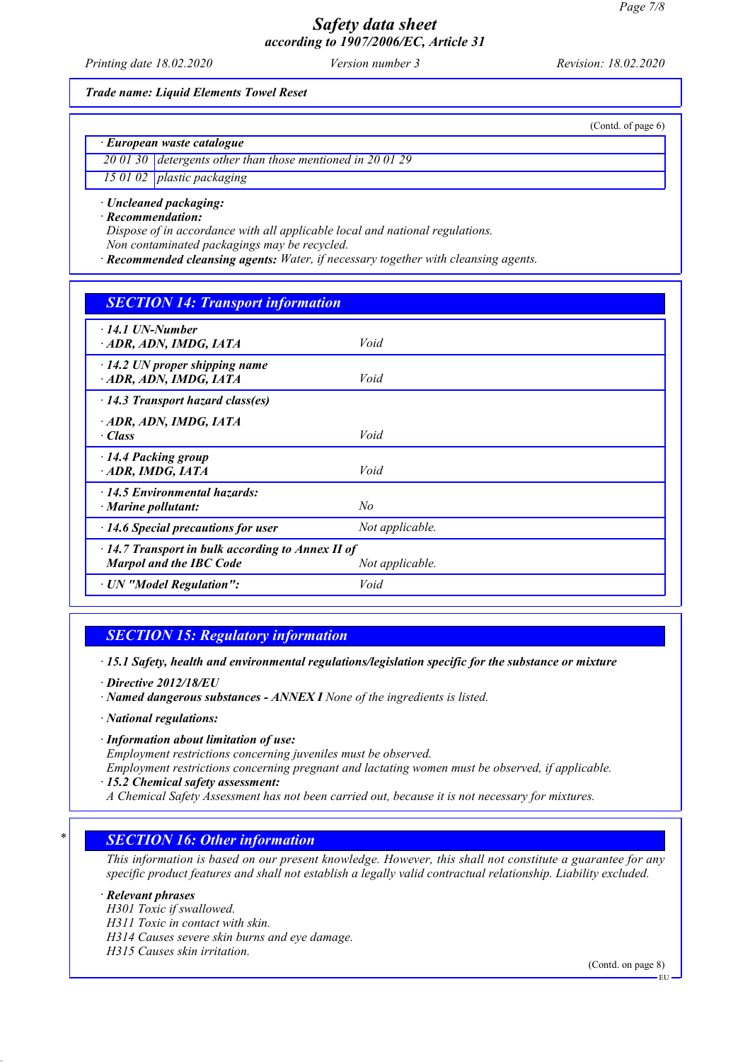(Contd. of page 6)

· **European waste catalogue**

| | |
|---|---|
| 20 01 30 | detergents other than those mentioned in 20 01 29 |
| 15 01 02 | plastic packaging |

· **Uncleaned packaging:**
· **Recommendation:**
*Dispose of in accordance with all applicable local and national regulations.*
*Non contaminated packagings may be recycled.*
· **Recommended cleansing agents:** *Water, if necessary together with cleansing agents.*

## SECTION 14: Transport information

| | |
|---|---|
| · **14.1 UN-Number**<br>· **ADR, ADN, IMDG, IATA** | *Void* |
| · **14.2 UN proper shipping name**<br>· **ADR, ADN, IMDG, IATA** | *Void* |
| · **14.3 Transport hazard class(es)**<br>· **ADR, ADN, IMDG, IATA**<br>· **Class** | *Void* |
| · **14.4 Packing group**<br>· **ADR, IMDG, IATA** | *Void* |
| · **14.5 Environmental hazards:**<br>· **Marine pollutant:** | *No* |
| · **14.6 Special precautions for user** | *Not applicable.* |
| · **14.7 Transport in bulk according to Annex II of Marpol and the IBC Code** | *Not applicable.* |
| · **UN "Model Regulation":** | *Void* |

## SECTION 15: Regulatory information

· **15.1 Safety, health and environmental regulations/legislation specific for the substance or mixture**

· **Directive 2012/18/EU**
· **Named dangerous substances - ANNEX I** *None of the ingredients is listed.*

· **National regulations:**

· **Information about limitation of use:**
*Employment restrictions concerning juveniles must be observed.*
*Employment restrictions concerning pregnant and lactating women must be observed, if applicable.*
· **15.2 Chemical safety assessment:**
*A Chemical Safety Assessment has not been carried out, because it is not necessary for mixtures.*

## * SECTION 16: Other information

*This information is based on our present knowledge. However, this shall not constitute a guarantee for any specific product features and shall not establish a legally valid contractual relationship. Liability excluded.*

· **Relevant phrases**
*H301 Toxic if swallowed.*
*H311 Toxic in contact with skin.*
*H314 Causes severe skin burns and eye damage.*
*H315 Causes skin irritation.*

(Contd. on page 8)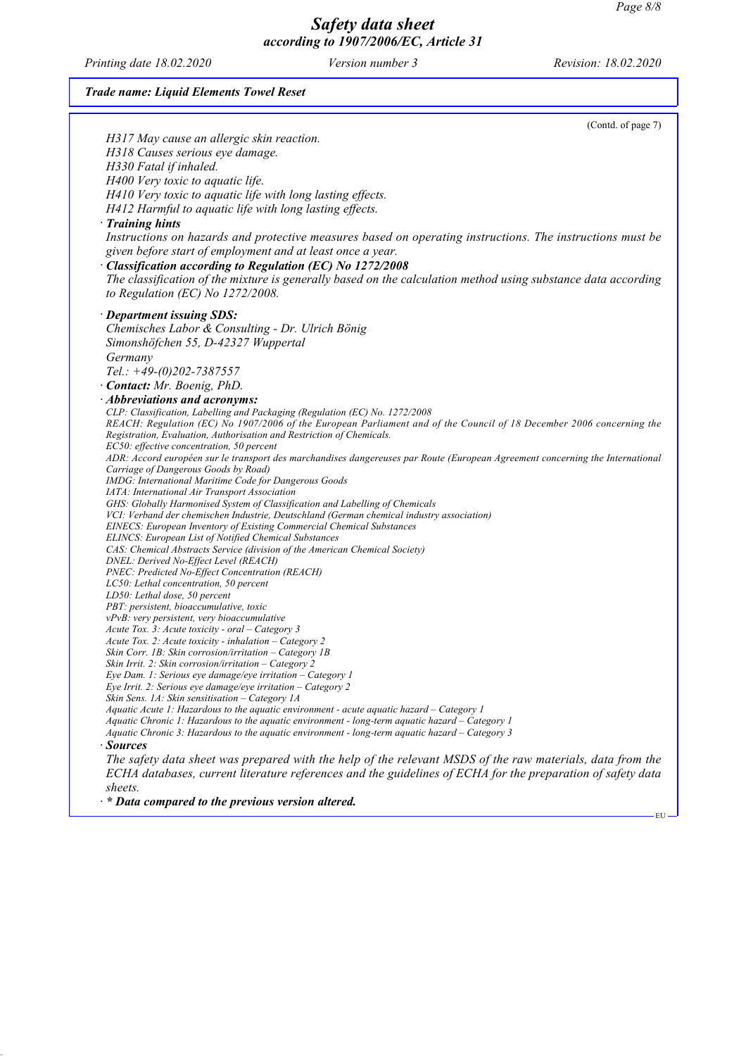(Contd. of page 7)

*H317 May cause an allergic skin reaction.*
*H318 Causes serious eye damage.*
*H330 Fatal if inhaled.*
*H400 Very toxic to aquatic life.*
*H410 Very toxic to aquatic life with long lasting effects.*
*H412 Harmful to aquatic life with long lasting effects.*

· ***Training hints***
*Instructions on hazards and protective measures based on operating instructions. The instructions must be given before start of employment and at least once a year.*

· ***Classification according to Regulation (EC) No 1272/2008***
*The classification of the mixture is generally based on the calculation method using substance data according to Regulation (EC) No 1272/2008.*

· ***Department issuing SDS:***
*Chemisches Labor & Consulting - Dr. Ulrich Bönig*
*Simonshöfchen 55, D-42327 Wuppertal*
*Germany*
*Tel.: +49-(0)202-7387557*

· ***Contact:*** *Mr. Boenig, PhD.*

· ***Abbreviations and acronyms:***
*CLP: Classification, Labelling and Packaging (Regulation (EC) No. 1272/2008*
*REACH: Regulation (EC) No 1907/2006 of the European Parliament and of the Council of 18 December 2006 concerning the Registration, Evaluation, Authorisation and Restriction of Chemicals.*
*EC50: effective concentration, 50 percent*
*ADR: Accord européen sur le transport des marchandises dangereuses par Route (European Agreement concerning the International Carriage of Dangerous Goods by Road)*
*IMDG: International Maritime Code for Dangerous Goods*
*IATA: International Air Transport Association*
*GHS: Globally Harmonised System of Classification and Labelling of Chemicals*
*VCI: Verband der chemischen Industrie, Deutschland (German chemical industry association)*
*EINECS: European Inventory of Existing Commercial Chemical Substances*
*ELINCS: European List of Notified Chemical Substances*
*CAS: Chemical Abstracts Service (division of the American Chemical Society)*
*DNEL: Derived No-Effect Level (REACH)*
*PNEC: Predicted No-Effect Concentration (REACH)*
*LC50: Lethal concentration, 50 percent*
*LD50: Lethal dose, 50 percent*
*PBT: persistent, bioaccumulative, toxic*
*vPvB: very persistent, very bioaccumulative*
*Acute Tox. 3: Acute toxicity - oral – Category 3*
*Acute Tox. 2: Acute toxicity - inhalation – Category 2*
*Skin Corr. 1B: Skin corrosion/irritation – Category 1B*
*Skin Irrit. 2: Skin corrosion/irritation – Category 2*
*Eye Dam. 1: Serious eye damage/eye irritation – Category 1*
*Eye Irrit. 2: Serious eye damage/eye irritation – Category 2*
*Skin Sens. 1A: Skin sensitisation – Category 1A*
*Aquatic Acute 1: Hazardous to the aquatic environment - acute aquatic hazard – Category 1*
*Aquatic Chronic 1: Hazardous to the aquatic environment - long-term aquatic hazard – Category 1*
*Aquatic Chronic 3: Hazardous to the aquatic environment - long-term aquatic hazard – Category 3*

· ***Sources***
*The safety data sheet was prepared with the help of the relevant MSDS of the raw materials, data from the ECHA databases, current literature references and the guidelines of ECHA for the preparation of safety data sheets.*

· ***\* Data compared to the previous version altered.***